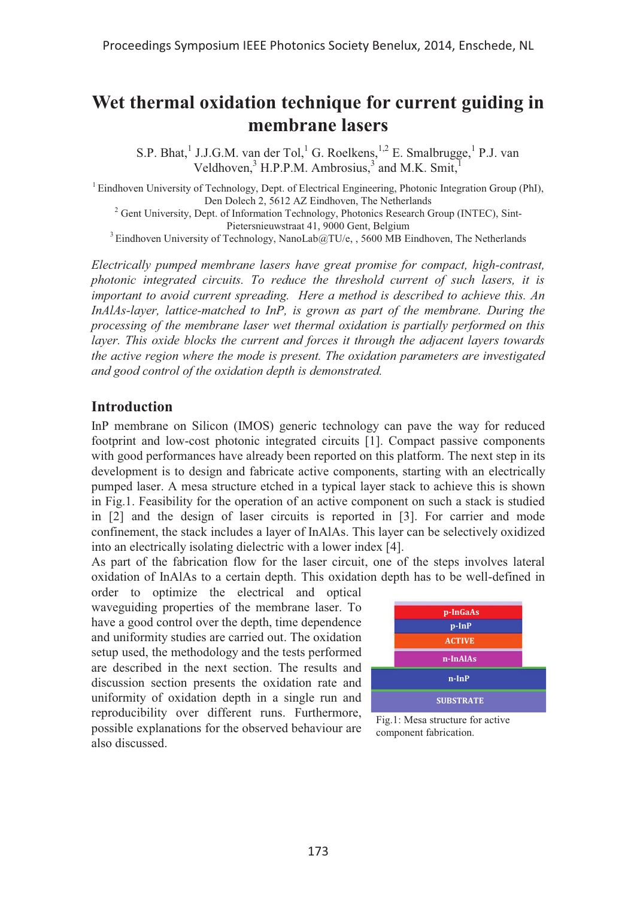# Wet thermal oxidation technique for current guiding in membrane lasers

S.P. Bhat,[1] J.J.G.M. van der Tol,[1] G. Roelkens,[1,2] E. Smalbrugge,[1] P.J. van Veldhoven,[3] H.P.P.M. Ambrosius,[3] and M.K. Smit,[1]

[1] Eindhoven University of Technology, Dept. of Electrical Engineering, Photonic Integration Group (PhI), Den Dolech 2, 5612 AZ Eindhoven, The Netherlands

[2] Gent University, Dept. of Information Technology, Photonics Research Group (INTEC), Sint-Pietersnieuwstraat 41, 9000 Gent, Belgium

[3] Eindhoven University of Technology, NanoLab@TU/e, , 5600 MB Eindhoven, The Netherlands

*Electrically pumped membrane lasers have great promise for compact, high-contrast, photonic integrated circuits. To reduce the threshold current of such lasers, it is important to avoid current spreading. Here a method is described to achieve this. An InAlAs-layer, lattice-matched to InP, is grown as part of the membrane. During the processing of the membrane laser wet thermal oxidation is partially performed on this layer. This oxide blocks the current and forces it through the adjacent layers towards the active region where the mode is present. The oxidation parameters are investigated and good control of the oxidation depth is demonstrated.*

## Introduction

InP membrane on Silicon (IMOS) generic technology can pave the way for reduced footprint and low-cost photonic integrated circuits [1]. Compact passive components with good performances have already been reported on this platform. The next step in its development is to design and fabricate active components, starting with an electrically pumped laser. A mesa structure etched in a typical layer stack to achieve this is shown in Fig.1. Feasibility for the operation of an active component on such a stack is studied in [2] and the design of laser circuits is reported in [3]. For carrier and mode confinement, the stack includes a layer of InAlAs. This layer can be selectively oxidized into an electrically isolating dielectric with a lower index [4].

As part of the fabrication flow for the laser circuit, one of the steps involves lateral oxidation of InAlAs to a certain depth. This oxidation depth has to be well-defined in order to optimize the electrical and optical waveguiding properties of the membrane laser. To have a good control over the depth, time dependence and uniformity studies are carried out. The oxidation setup used, the methodology and the tests performed are described in the next section. The results and discussion section presents the oxidation rate and uniformity of oxidation depth in a single run and reproducibility over different runs. Furthermore, possible explanations for the observed behaviour are also discussed.

| p-InGaAs |
|---|
| p-InP |
| ACTIVE |
| n-InAlAs |
| n-InP |
| SUBSTRATE |

Fig.1: Mesa structure for active component fabrication.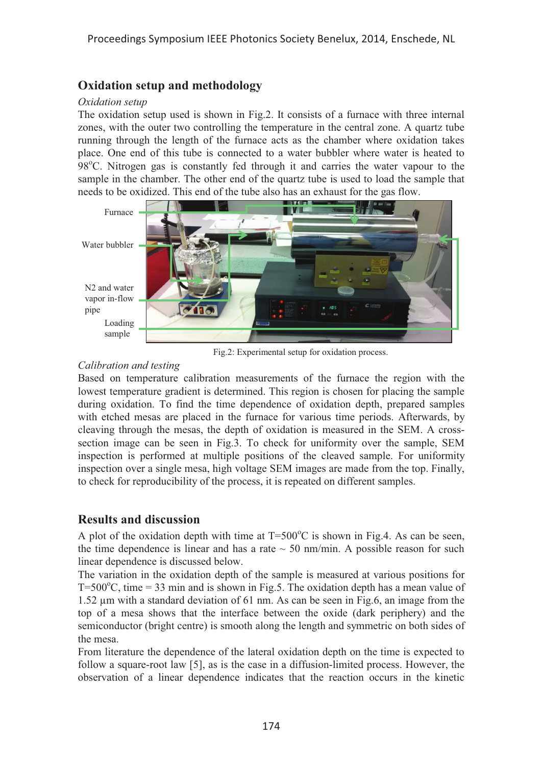## Oxidation setup and methodology

*Oxidation setup*

The oxidation setup used is shown in Fig.2. It consists of a furnace with three internal zones, with the outer two controlling the temperature in the central zone. A quartz tube running through the length of the furnace acts as the chamber where oxidation takes place. One end of this tube is connected to a water bubbler where water is heated to 98°C. Nitrogen gas is constantly fed through it and carries the water vapour to the sample in the chamber. The other end of the quartz tube is used to load the sample that needs to be oxidized. This end of the tube also has an exhaust for the gas flow.

Fig.2: Experimental setup for oxidation process.

*Calibration and testing*

Based on temperature calibration measurements of the furnace the region with the lowest temperature gradient is determined. This region is chosen for placing the sample during oxidation. To find the time dependence of oxidation depth, prepared samples with etched mesas are placed in the furnace for various time periods. Afterwards, by cleaving through the mesas, the depth of oxidation is measured in the SEM. A cross-section image can be seen in Fig.3. To check for uniformity over the sample, SEM inspection is performed at multiple positions of the cleaved sample. For uniformity inspection over a single mesa, high voltage SEM images are made from the top. Finally, to check for reproducibility of the process, it is repeated on different samples.

## Results and discussion

A plot of the oxidation depth with time at T=500°C is shown in Fig.4. As can be seen, the time dependence is linear and has a rate ~ 50 nm/min. A possible reason for such linear dependence is discussed below.

The variation in the oxidation depth of the sample is measured at various positions for T=500°C, time = 33 min and is shown in Fig.5. The oxidation depth has a mean value of 1.52 µm with a standard deviation of 61 nm. As can be seen in Fig.6, an image from the top of a mesa shows that the interface between the oxide (dark periphery) and the semiconductor (bright centre) is smooth along the length and symmetric on both sides of the mesa.

From literature the dependence of the lateral oxidation depth on the time is expected to follow a square-root law [5], as is the case in a diffusion-limited process. However, the observation of a linear dependence indicates that the reaction occurs in the kinetic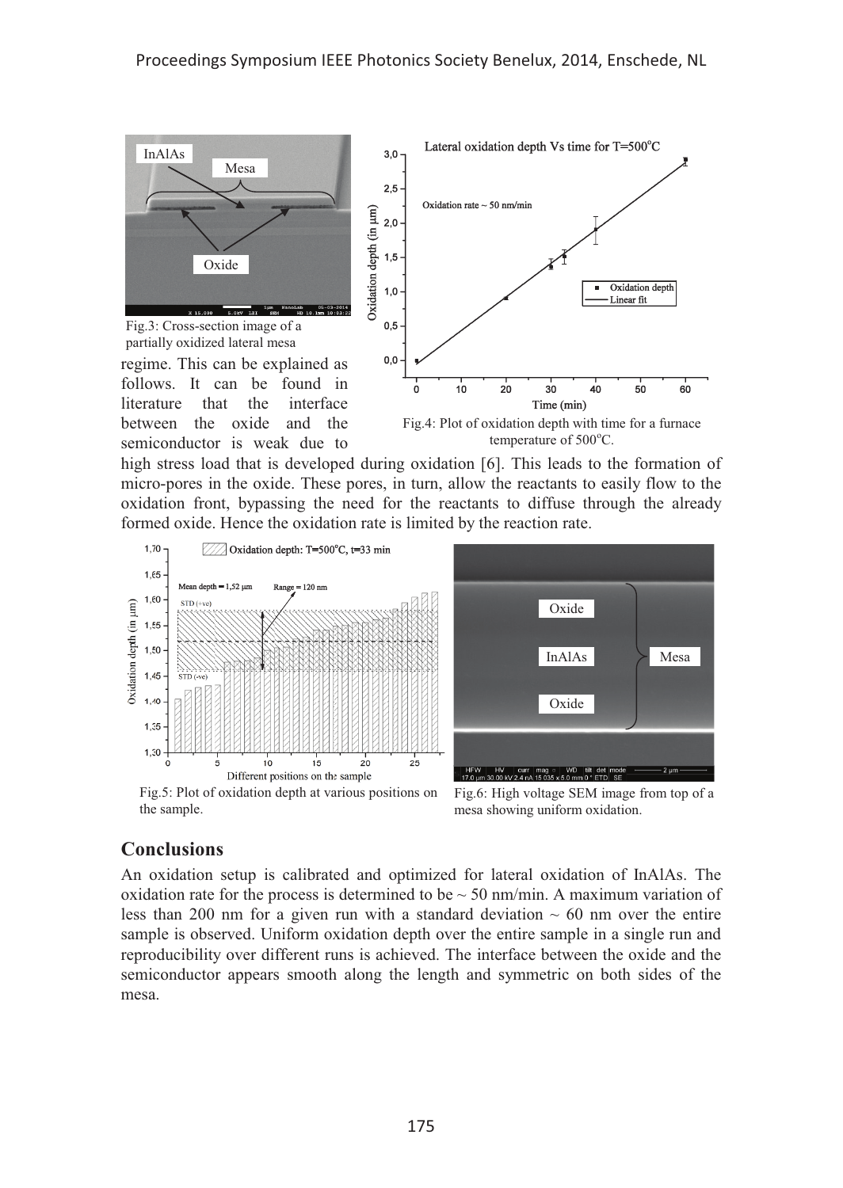Fig.3: Cross-section image of a partially oxidized lateral mesa

Fig.4: Plot of oxidation depth with time for a furnace temperature of 500°C.

regime. This can be explained as follows. It can be found in literature that the interface between the oxide and the semiconductor is weak due to high stress load that is developed during oxidation [6]. This leads to the formation of micro-pores in the oxide. These pores, in turn, allow the reactants to easily flow to the oxidation front, bypassing the need for the reactants to diffuse through the already formed oxide. Hence the oxidation rate is limited by the reaction rate.

Fig.5: Plot of oxidation depth at various positions on the sample.

Fig.6: High voltage SEM image from top of a mesa showing uniform oxidation.

## Conclusions

An oxidation setup is calibrated and optimized for lateral oxidation of InAlAs. The oxidation rate for the process is determined to be ~ 50 nm/min. A maximum variation of less than 200 nm for a given run with a standard deviation ~ 60 nm over the entire sample is observed. Uniform oxidation depth over the entire sample in a single run and reproducibility over different runs is achieved. The interface between the oxide and the semiconductor appears smooth along the length and symmetric on both sides of the mesa.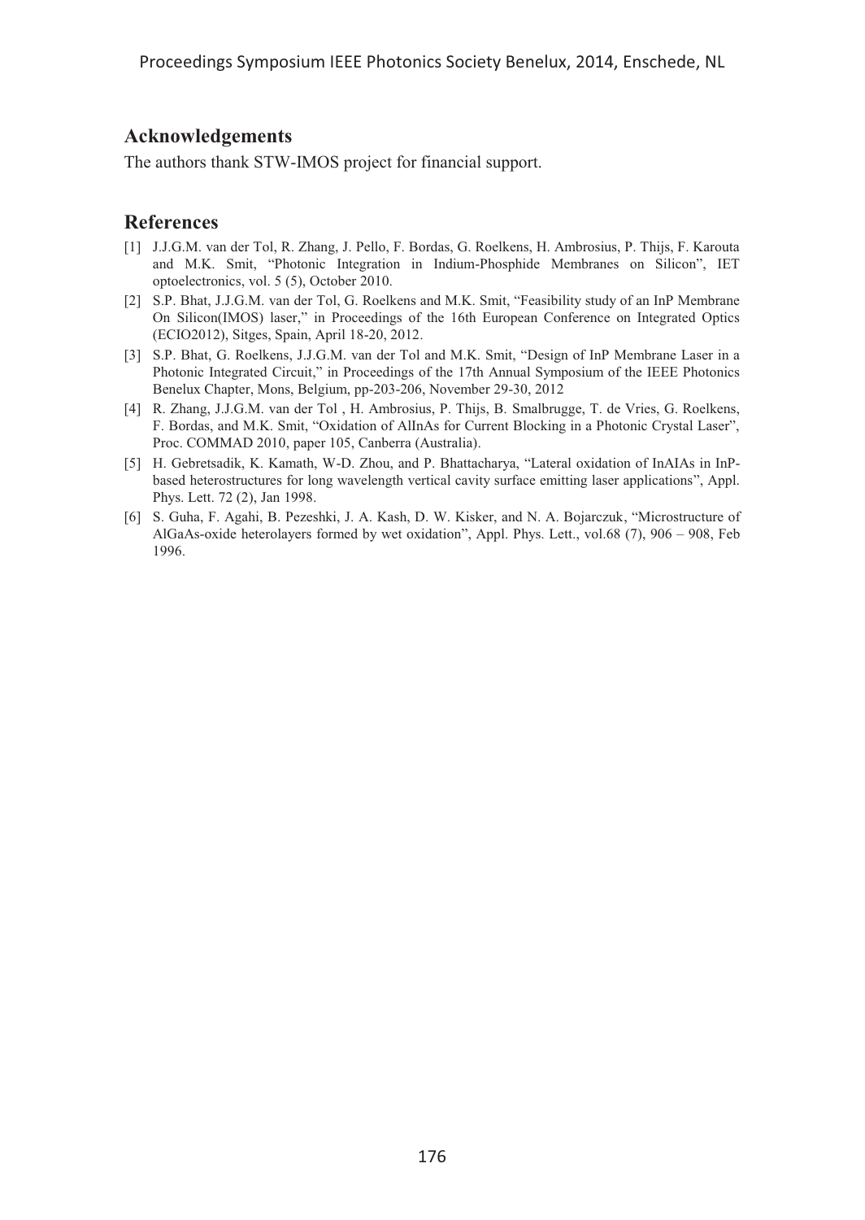## Acknowledgements

The authors thank STW-IMOS project for financial support.

## References

[1] J.J.G.M. van der Tol, R. Zhang, J. Pello, F. Bordas, G. Roelkens, H. Ambrosius, P. Thijs, F. Karouta and M.K. Smit, "Photonic Integration in Indium-Phosphide Membranes on Silicon", IET optoelectronics, vol. 5 (5), October 2010.

[2] S.P. Bhat, J.J.G.M. van der Tol, G. Roelkens and M.K. Smit, "Feasibility study of an InP Membrane On Silicon(IMOS) laser," in Proceedings of the 16th European Conference on Integrated Optics (ECIO2012), Sitges, Spain, April 18-20, 2012.

[3] S.P. Bhat, G. Roelkens, J.J.G.M. van der Tol and M.K. Smit, "Design of InP Membrane Laser in a Photonic Integrated Circuit," in Proceedings of the 17th Annual Symposium of the IEEE Photonics Benelux Chapter, Mons, Belgium, pp-203-206, November 29-30, 2012

[4] R. Zhang, J.J.G.M. van der Tol , H. Ambrosius, P. Thijs, B. Smalbrugge, T. de Vries, G. Roelkens, F. Bordas, and M.K. Smit, "Oxidation of AlInAs for Current Blocking in a Photonic Crystal Laser", Proc. COMMAD 2010, paper 105, Canberra (Australia).

[5] H. Gebretsadik, K. Kamath, W-D. Zhou, and P. Bhattacharya, "Lateral oxidation of InAIAs in InP-based heterostructures for long wavelength vertical cavity surface emitting laser applications", Appl. Phys. Lett. 72 (2), Jan 1998.

[6] S. Guha, F. Agahi, B. Pezeshki, J. A. Kash, D. W. Kisker, and N. A. Bojarczuk, "Microstructure of AlGaAs-oxide heterolayers formed by wet oxidation", Appl. Phys. Lett., vol.68 (7), 906 – 908, Feb 1996.